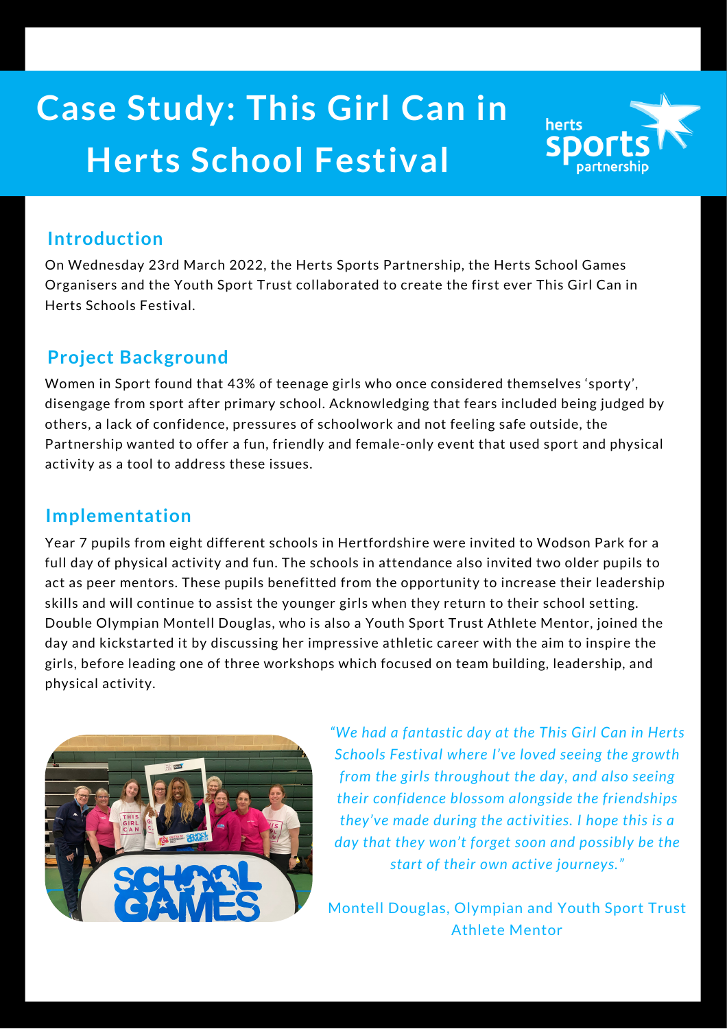# Case Study: This Girl Can in Herts School Festival

## Introduction

On Wednesday 23rd March 2022, the Herts Sports Partnership, the Herts School Games Organisers and the Youth Sport Trust collaborated to create the first ever This Girl Can in Herts Schools Festival.

## Project Background

Women in Sport found that 43% of teenage girls who once considered themselves 'sporty', disengage from sport after primary school. Acknowledging that fears included being judged by others, a lack of confidence, pressures of schoolwork and not feeling safe outside, the Partnership wanted to offer a fun, friendly and female-only event that used sport and physical activity as a tool to address these issues.

## Implementation

Year 7 pupils from eight different schools in Hertfordshire were invited to Wodson Park for a full day of physical activity and fun. The schools in attendance also invited two older pupils to act as peer mentors. These pupils benefitted from the opportunity to increase their leadership skills and will continue to assist the younger girls when they return to their school setting. Double Olympian Montell Douglas, who is also a Youth Sport Trust Athlete Mentor, joined the day and kickstarted it by discussing her impressive athletic career with the aim to inspire the girls, before leading one of three workshops which focused on team building, leadership, and physical activity.

*"We had a fantastic day at the This Girl Can in Herts Schools Festival where I've loved seeing the growth from the girls throughout the day, and also seeing their confidence blossom alongside the friendships they've made during the activities. I hope this is a day that they won't forget soon and possibly be the start of their own active journeys."*

Montell Douglas, Olympian and Youth Sport Trust Athlete Mentor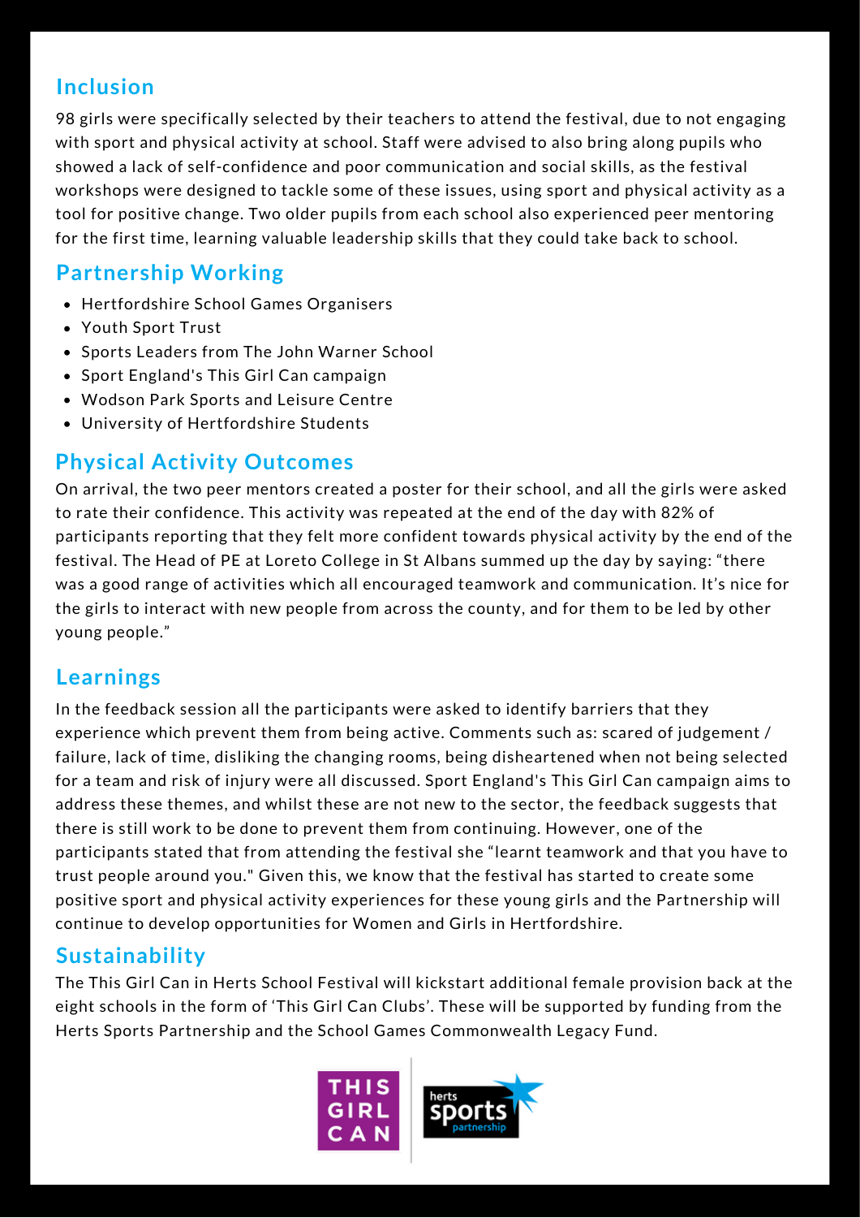## Inclusion

98 girls were specifically selected by their teachers to attend the festival, due to not engaging with sport and physical activity at school. Staff were advised to also bring along pupils who showed a lack of self-confidence and poor communication and social skills, as the festival workshops were designed to tackle some of these issues, using sport and physical activity as a tool for positive change. Two older pupils from each school also experienced peer mentoring for the first time, learning valuable leadership skills that they could take back to school.

## Partnership Working

- Hertfordshire School Games Organisers
- Youth Sport Trust
- Sports Leaders from The John Warner School
- Sport England's This Girl Can campaign
- Wodson Park Sports and Leisure Centre
- University of Hertfordshire Students

## Physical Activity Outcomes

On arrival, the two peer mentors created a poster for their school, and all the girls were asked to rate their confidence. This activity was repeated at the end of the day with 82% of participants reporting that they felt more confident towards physical activity by the end of the festival. The Head of PE at Loreto College in St Albans summed up the day by saying: "there was a good range of activities which all encouraged teamwork and communication. It's nice for the girls to interact with new people from across the county, and for them to be led by other young people."

## Learnings

In the feedback session all the participants were asked to identify barriers that they experience which prevent them from being active. Comments such as: scared of judgement / failure, lack of time, disliking the changing rooms, being disheartened when not being selected for a team and risk of injury were all discussed. Sport England's This Girl Can campaign aims to address these themes, and whilst these are not new to the sector, the feedback suggests that there is still work to be done to prevent them from continuing. However, one of the participants stated that from attending the festival she "learnt teamwork and that you have to trust people around you." Given this, we know that the festival has started to create some positive sport and physical activity experiences for these young girls and the Partnership will continue to develop opportunities for Women and Girls in Hertfordshire.

## Sustainability

The This Girl Can in Herts School Festival will kickstart additional female provision back at the eight schools in the form of 'This Girl Can Clubs'. These will be supported by funding from the Herts Sports Partnership and the School Games Commonwealth Legacy Fund.